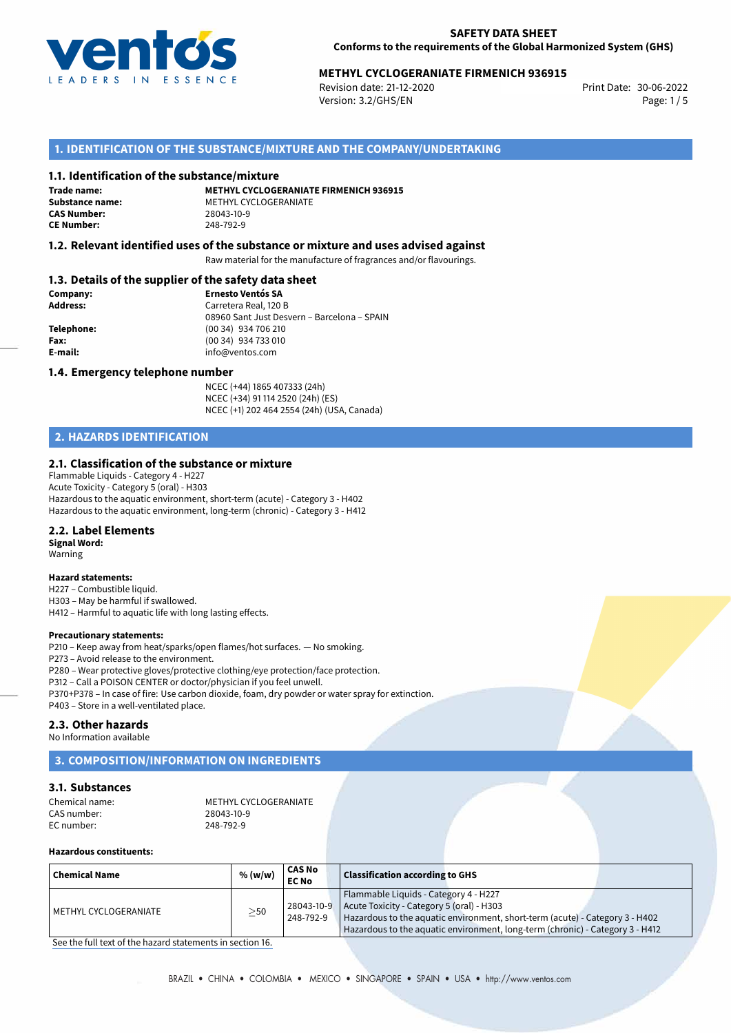**SAFETY DATA SHEET**
**Conforms to the requirements of the Global Harmonized System (GHS)**

**METHYL CYCLOGERANIATE FIRMENICH 936915**

Revision date: 21-12-2020
Version: 3.2/GHS/EN
Print Date: 30-06-2022

## 1. IDENTIFICATION OF THE SUBSTANCE/MIXTURE AND THE COMPANY/UNDERTAKING

### 1.1. Identification of the substance/mixture

**Trade name:** **METHYL CYCLOGERANIATE FIRMENICH 936915**
**Substance name:** METHYL CYCLOGERANIATE
**CAS Number:** 28043-10-9
**CE Number:** 248-792-9

### 1.2. Relevant identified uses of the substance or mixture and uses advised against

Raw material for the manufacture of fragrances and/or flavourings.

### 1.3. Details of the supplier of the safety data sheet

**Company:** **Ernesto Ventós SA**
**Address:** Carretera Real, 120 B
08960 Sant Just Desvern – Barcelona – SPAIN
**Telephone:** (00 34) 934 706 210
**Fax:** (00 34) 934 733 010
**E-mail:** info@ventos.com

### 1.4. Emergency telephone number

NCEC (+44) 1865 407333 (24h)
NCEC (+34) 91 114 2520 (24h) (ES)
NCEC (+1) 202 464 2554 (24h) (USA, Canada)

## 2. HAZARDS IDENTIFICATION

### 2.1. Classification of the substance or mixture

Flammable Liquids - Category 4 - H227
Acute Toxicity - Category 5 (oral) - H303
Hazardous to the aquatic environment, short-term (acute) - Category 3 - H402
Hazardous to the aquatic environment, long-term (chronic) - Category 3 - H412

### 2.2. Label Elements

**Signal Word:**
Warning

**Hazard statements:**
H227 – Combustible liquid.
H303 – May be harmful if swallowed.
H412 – Harmful to aquatic life with long lasting effects.

**Precautionary statements:**
P210 – Keep away from heat/sparks/open flames/hot surfaces. — No smoking.
P273 – Avoid release to the environment.
P280 – Wear protective gloves/protective clothing/eye protection/face protection.
P312 – Call a POISON CENTER or doctor/physician if you feel unwell.
P370+P378 – In case of fire: Use carbon dioxide, foam, dry powder or water spray for extinction.
P403 – Store in a well-ventilated place.

### 2.3. Other hazards

No Information available

## 3. COMPOSITION/INFORMATION ON INGREDIENTS

### 3.1. Substances

Chemical name: METHYL CYCLOGERANIATE
CAS number: 28043-10-9
EC number: 248-792-9

**Hazardous constituents:**

| Chemical Name | % (w/w) | CAS No EC No | Classification according to GHS |
|---|---|---|---|
| METHYL CYCLOGERANIATE | ≥50 | 28043-10-9 248-792-9 | Flammable Liquids - Category 4 - H227<br>Acute Toxicity - Category 5 (oral) - H303<br>Hazardous to the aquatic environment, short-term (acute) - Category 3 - H402<br>Hazardous to the aquatic environment, long-term (chronic) - Category 3 - H412 |

See the full text of the hazard statements in section 16.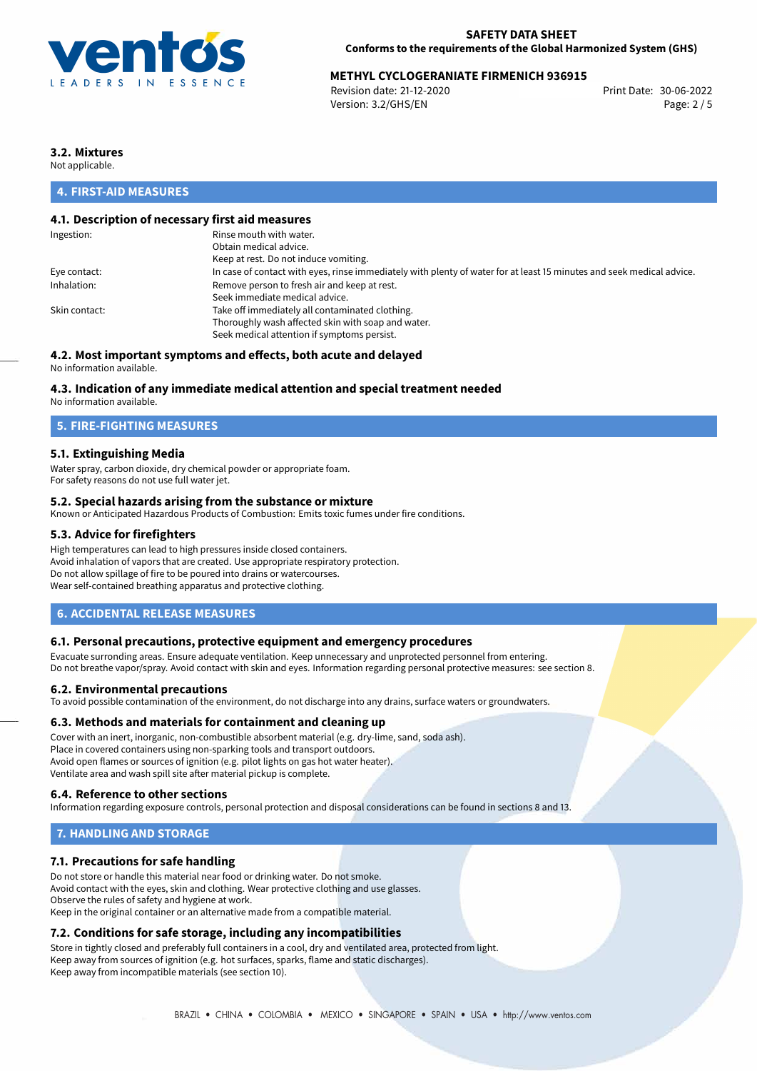### 3.2. Mixtures

Not applicable.

## 4. FIRST-AID MEASURES

### 4.1. Description of necessary first aid measures

| | |
|---|---|
| Ingestion: | Rinse mouth with water.<br>Obtain medical advice.<br>Keep at rest. Do not induce vomiting. |
| Eye contact: | In case of contact with eyes, rinse immediately with plenty of water for at least 15 minutes and seek medical advice. |
| Inhalation: | Remove person to fresh air and keep at rest.<br>Seek immediate medical advice. |
| Skin contact: | Take off immediately all contaminated clothing.<br>Thoroughly wash affected skin with soap and water.<br>Seek medical attention if symptoms persist. |

### 4.2. Most important symptoms and effects, both acute and delayed

No information available.

### 4.3. Indication of any immediate medical attention and special treatment needed

No information available.

## 5. FIRE-FIGHTING MEASURES

### 5.1. Extinguishing Media

Water spray, carbon dioxide, dry chemical powder or appropriate foam.
For safety reasons do not use full water jet.

### 5.2. Special hazards arising from the substance or mixture

Known or Anticipated Hazardous Products of Combustion: Emits toxic fumes under fire conditions.

### 5.3. Advice for firefighters

High temperatures can lead to high pressures inside closed containers.
Avoid inhalation of vapors that are created. Use appropriate respiratory protection.
Do not allow spillage of fire to be poured into drains or watercourses.
Wear self-contained breathing apparatus and protective clothing.

## 6. ACCIDENTAL RELEASE MEASURES

### 6.1. Personal precautions, protective equipment and emergency procedures

Evacuate surronding areas. Ensure adequate ventilation. Keep unnecessary and unprotected personnel from entering.
Do not breathe vapor/spray. Avoid contact with skin and eyes. Information regarding personal protective measures: see section 8.

### 6.2. Environmental precautions

To avoid possible contamination of the environment, do not discharge into any drains, surface waters or groundwaters.

### 6.3. Methods and materials for containment and cleaning up

Cover with an inert, inorganic, non-combustible absorbent material (e.g. dry-lime, sand, soda ash).
Place in covered containers using non-sparking tools and transport outdoors.
Avoid open flames or sources of ignition (e.g. pilot lights on gas hot water heater).
Ventilate area and wash spill site after material pickup is complete.

### 6.4. Reference to other sections

Information regarding exposure controls, personal protection and disposal considerations can be found in sections 8 and 13.

## 7. HANDLING AND STORAGE

### 7.1. Precautions for safe handling

Do not store or handle this material near food or drinking water. Do not smoke.
Avoid contact with the eyes, skin and clothing. Wear protective clothing and use glasses.
Observe the rules of safety and hygiene at work.
Keep in the original container or an alternative made from a compatible material.

### 7.2. Conditions for safe storage, including any incompatibilities

Store in tightly closed and preferably full containers in a cool, dry and ventilated area, protected from light.
Keep away from sources of ignition (e.g. hot surfaces, sparks, flame and static discharges).
Keep away from incompatible materials (see section 10).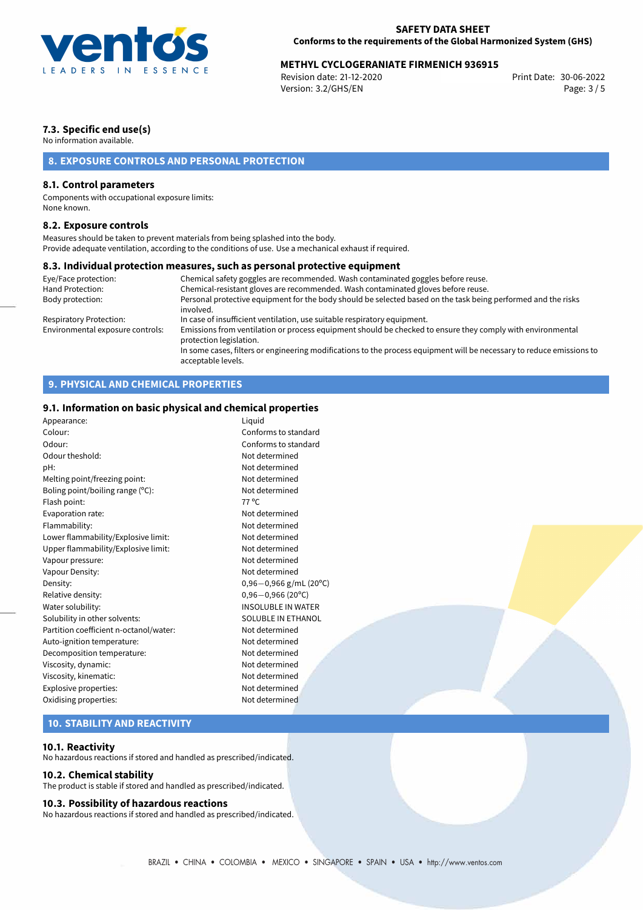### 7.3. Specific end use(s)

No information available.

## 8. EXPOSURE CONTROLS AND PERSONAL PROTECTION

### 8.1. Control parameters

Components with occupational exposure limits:
None known.

### 8.2. Exposure controls

Measures should be taken to prevent materials from being splashed into the body.
Provide adequate ventilation, according to the conditions of use. Use a mechanical exhaust if required.

### 8.3. Individual protection measures, such as personal protective equipment

| | |
|---|---|
| Eye/Face protection: | Chemical safety goggles are recommended. Wash contaminated goggles before reuse. |
| Hand Protection: | Chemical-resistant gloves are recommended. Wash contaminated gloves before reuse. |
| Body protection: | Personal protective equipment for the body should be selected based on the task being performed and the risks involved. |
| Respiratory Protection: | In case of insufficient ventilation, use suitable respiratory equipment. |
| Environmental exposure controls: | Emissions from ventilation or process equipment should be checked to ensure they comply with environmental protection legislation. In some cases, filters or engineering modifications to the process equipment will be necessary to reduce emissions to acceptable levels. |

## 9. PHYSICAL AND CHEMICAL PROPERTIES

### 9.1. Information on basic physical and chemical properties

| | |
|---|---|
| Appearance: | Liquid |
| Colour: | Conforms to standard |
| Odour: | Conforms to standard |
| Odour theshold: | Not determined |
| pH: | Not determined |
| Melting point/freezing point: | Not determined |
| Boling point/boiling range (°C): | Not determined |
| Flash point: | 77 °C |
| Evaporation rate: | Not determined |
| Flammability: | Not determined |
| Lower flammability/Explosive limit: | Not determined |
| Upper flammability/Explosive limit: | Not determined |
| Vapour pressure: | Not determined |
| Vapour Density: | Not determined |
| Density: | 0,96−0,966 g/mL (20°C) |
| Relative density: | 0,96−0,966 (20°C) |
| Water solubility: | INSOLUBLE IN WATER |
| Solubility in other solvents: | SOLUBLE IN ETHANOL |
| Partition coefficient n-octanol/water: | Not determined |
| Auto-ignition temperature: | Not determined |
| Decomposition temperature: | Not determined |
| Viscosity, dynamic: | Not determined |
| Viscosity, kinematic: | Not determined |
| Explosive properties: | Not determined |
| Oxidising properties: | Not determined |

## 10. STABILITY AND REACTIVITY

### 10.1. Reactivity

No hazardous reactions if stored and handled as prescribed/indicated.

### 10.2. Chemical stability

The product is stable if stored and handled as prescribed/indicated.

### 10.3. Possibility of hazardous reactions

No hazardous reactions if stored and handled as prescribed/indicated.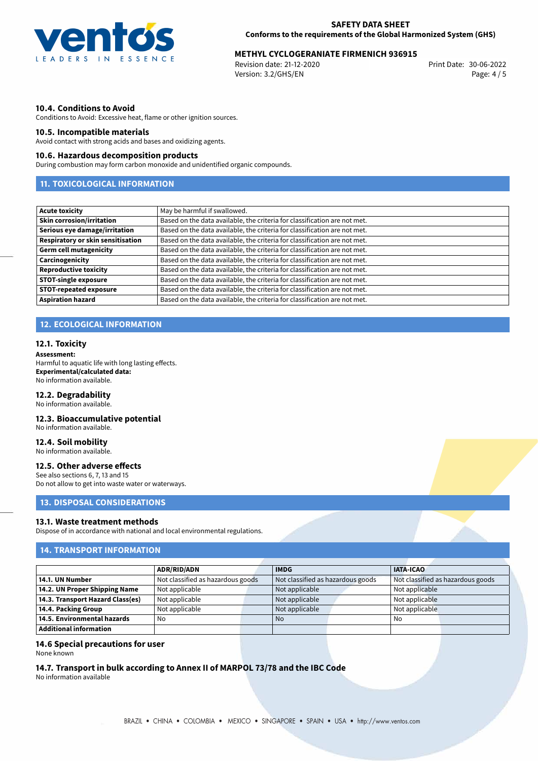### 10.4. Conditions to Avoid

Conditions to Avoid: Excessive heat, flame or other ignition sources.

### 10.5. Incompatible materials

Avoid contact with strong acids and bases and oxidizing agents.

### 10.6. Hazardous decomposition products

During combustion may form carbon monoxide and unidentified organic compounds.

## 11. TOXICOLOGICAL INFORMATION

| | |
|---|---|
| **Acute toxicity** | May be harmful if swallowed. |
| **Skin corrosion/irritation** | Based on the data available, the criteria for classification are not met. |
| **Serious eye damage/irritation** | Based on the data available, the criteria for classification are not met. |
| **Respiratory or skin sensitisation** | Based on the data available, the criteria for classification are not met. |
| **Germ cell mutagenicity** | Based on the data available, the criteria for classification are not met. |
| **Carcinogenicity** | Based on the data available, the criteria for classification are not met. |
| **Reproductive toxicity** | Based on the data available, the criteria for classification are not met. |
| **STOT-single exposure** | Based on the data available, the criteria for classification are not met. |
| **STOT-repeated exposure** | Based on the data available, the criteria for classification are not met. |
| **Aspiration hazard** | Based on the data available, the criteria for classification are not met. |

## 12. ECOLOGICAL INFORMATION

### 12.1. Toxicity

**Assessment:**
Harmful to aquatic life with long lasting effects.
**Experimental/calculated data:**
No information available.

### 12.2. Degradability

No information available.

### 12.3. Bioaccumulative potential

No information available.

### 12.4. Soil mobility

No information available.

### 12.5. Other adverse effects

See also sections 6, 7, 13 and 15
Do not allow to get into waste water or waterways.

## 13. DISPOSAL CONSIDERATIONS

### 13.1. Waste treatment methods

Dispose of in accordance with national and local environmental regulations.

## 14. TRANSPORT INFORMATION

| | ADR/RID/ADN | IMDG | IATA-ICAO |
|---|---|---|---|
| **14.1. UN Number** | Not classified as hazardous goods | Not classified as hazardous goods | Not classified as hazardous goods |
| **14.2. UN Proper Shipping Name** | Not applicable | Not applicable | Not applicable |
| **14.3. Transport Hazard Class(es)** | Not applicable | Not applicable | Not applicable |
| **14.4. Packing Group** | Not applicable | Not applicable | Not applicable |
| **14.5. Environmental hazards** | No | No | No |
| **Additional information** | | | |

### 14.6 Special precautions for user

None known

### 14.7. Transport in bulk according to Annex II of MARPOL 73/78 and the IBC Code

No information available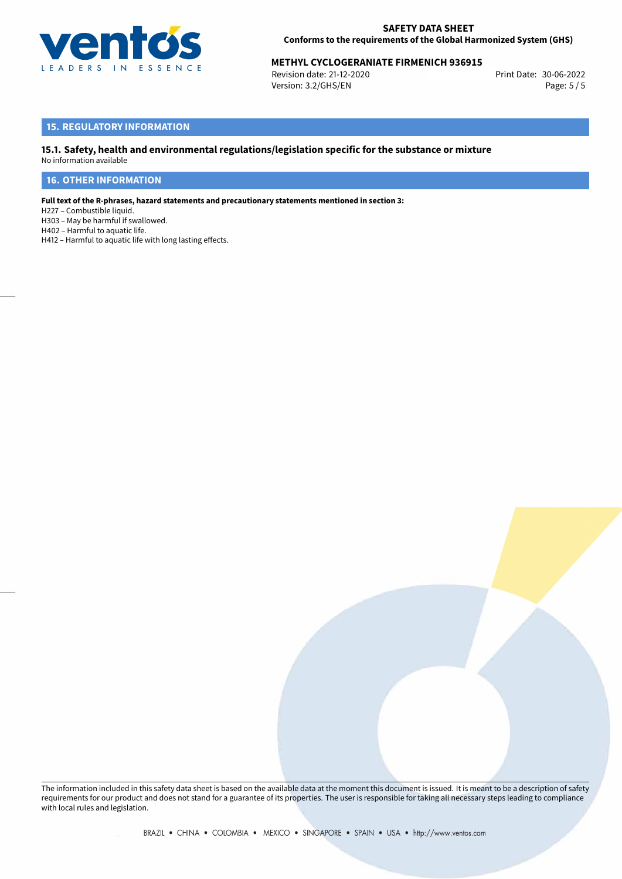## 15. REGULATORY INFORMATION

### 15.1. Safety, health and environmental regulations/legislation specific for the substance or mixture

No information available

## 16. OTHER INFORMATION

**Full text of the R-phrases, hazard statements and precautionary statements mentioned in section 3:**

H227 – Combustible liquid.
H303 – May be harmful if swallowed.
H402 – Harmful to aquatic life.
H412 – Harmful to aquatic life with long lasting effects.

The information included in this safety data sheet is based on the available data at the moment this document is issued. It is meant to be a description of safety requirements for our product and does not stand for a guarantee of its properties. The user is responsible for taking all necessary steps leading to compliance with local rules and legislation.